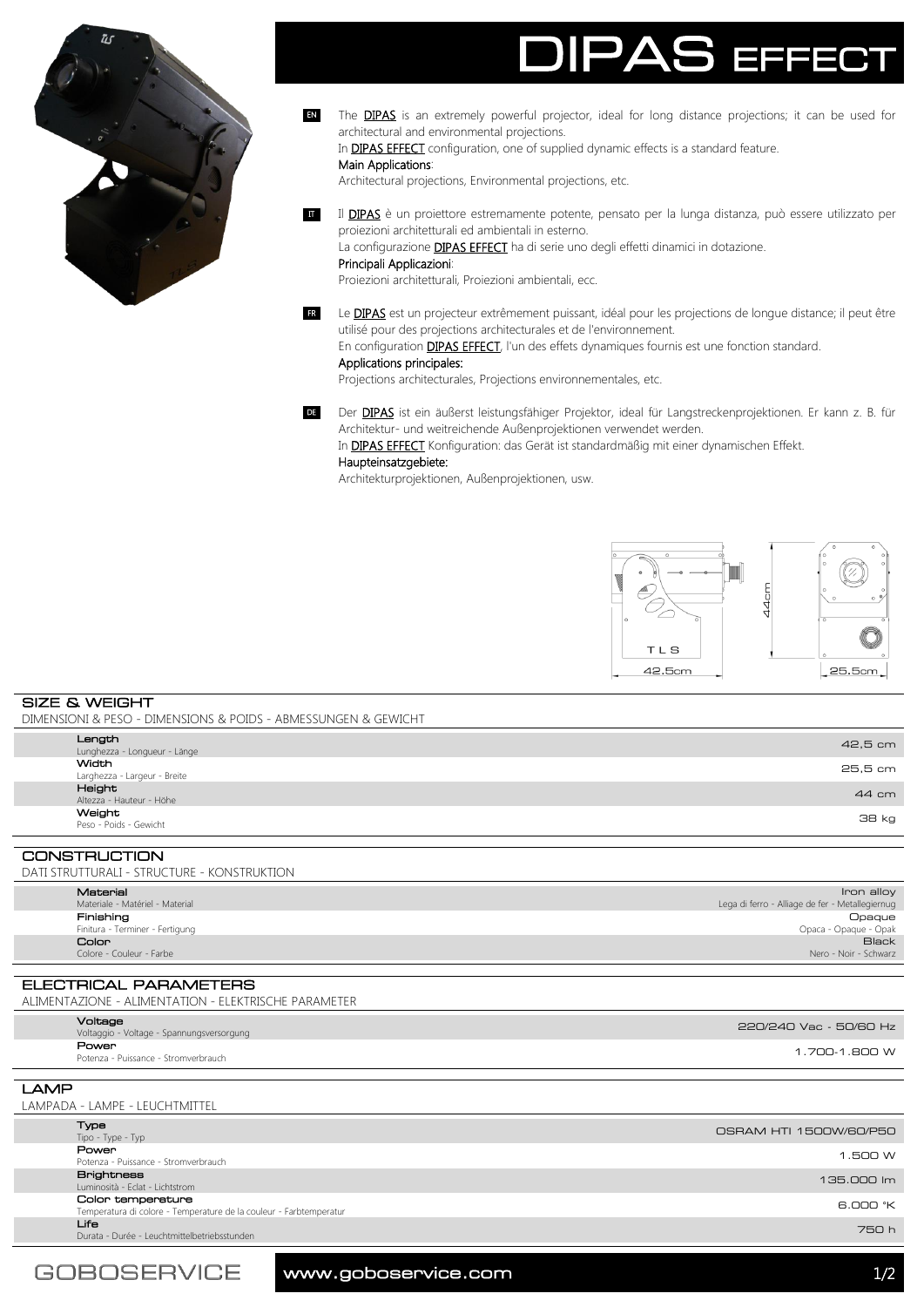# DIPAS EFFECT

EN The **DIPAS** is an extremely powerful projector, ideal for long distance projections; it can be used for architectural and environmental projections.
In **DIPAS EFFECT** configuration, one of supplied dynamic effects is a standard feature.
Main Applications:
Architectural projections, Environmental projections, etc.

IT Il **DIPAS** è un proiettore estremamente potente, pensato per la lunga distanza, può essere utilizzato per proiezioni architetturali ed ambientali in esterno.
La configurazione **DIPAS EFFECT** ha di serie uno degli effetti dinamici in dotazione.
Principali Applicazioni:
Proiezioni architetturali, Proiezioni ambientali, ecc.

FR Le **DIPAS** est un projecteur extrêmement puissant, idéal pour les projections de longue distance; il peut être utilisé pour des projections architecturales et de l'environnement.
En configuration **DIPAS EFFECT**, l'un des effets dynamiques fournis est une fonction standard.
Applications principales:
Projections architecturales, Projections environnementales, etc.

DE Der **DIPAS** ist ein äußerst leistungsfähiger Projektor, ideal für Langstreckenprojektionen. Er kann z. B. für Architektur- und weitreichende Außenprojektionen verwendet werden.
In **DIPAS EFFECT** Konfiguration: das Gerät ist standardmäßig mit einer dynamischen Effekt.
Haupteinsatzgebiete:
Architekturprojektionen, Außenprojektionen, usw.

TLS
42.5cm
44cm
25.5cm

## SIZE & WEIGHT
DIMENSIONI & PESO - DIMENSIONS & POIDS - ABMESSUNGEN & GEWICHT

| | |
|---|---|
| **Length** Lunghezza - Longueur - Länge | 42,5 cm |
| **Width** Larghezza - Largeur - Breite | 25,5 cm |
| **Height** Altezza - Hauteur - Höhe | 44 cm |
| **Weight** Peso - Poids - Gewicht | 38 kg |

## CONSTRUCTION
DATI STRUTTURALI - STRUCTURE - KONSTRUKTION

| | |
|---|---|
| **Material** Materiale - Matériel - Material | Iron alloy Lega di ferro - Alliage de fer - Metallegiernug |
| **Finishing** Finitura - Terminer - Fertigung | Opaque Opaca - Opaque - Opak |
| **Color** Colore - Couleur - Farbe | Black Nero - Noir - Schwarz |

## ELECTRICAL PARAMETERS
ALIMENTAZIONE - ALIMENTATION - ELEKTRISCHE PARAMETER

| | |
|---|---|
| **Voltage** Voltaggio - Voltage - Spannungsversorgung | 220/240 Vac - 50/60 Hz |
| **Power** Potenza - Puissance - Stromverbrauch | 1.700-1.800 W |

## LAMP
LAMPADA - LAMPE - LEUCHTMITTEL

| | |
|---|---|
| **Type** Tipo - Type - Typ | OSRAM HTI 1500W/60/P50 |
| **Power** Potenza - Puissance - Stromverbrauch | 1.500 W |
| **Brightness** Luminosità - Eclat - Lichtstrom | 135.000 lm |
| **Color temperature** Temperatura di colore - Temperature de la couleur - Farbtemperatur | 6.000 °K |
| **Life** Durata - Durée - Leuchtmittelbetriebsstunden | 750 h |

GOBOSERVICE www.goboservice.com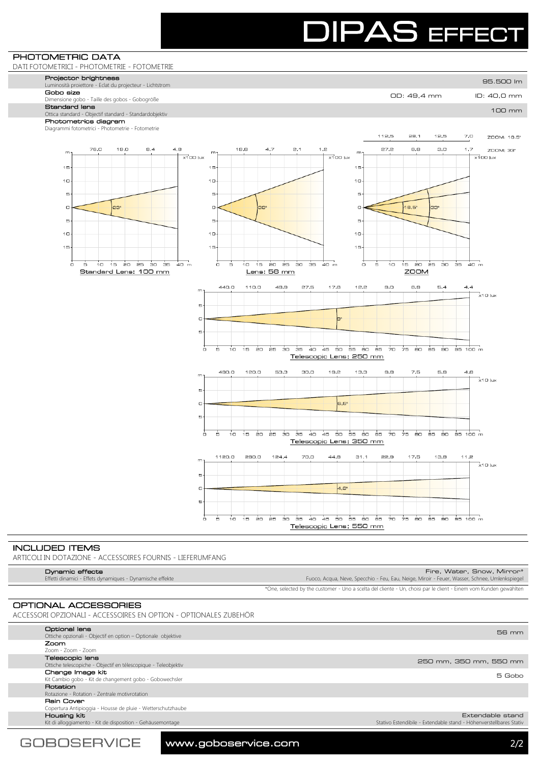# DIPAS EFFECT

## PHOTOMETRIC DATA

DATI FOTOMETRICI - PHOTOMETRIE - FOTOMETRIE

| | | |
|---|---|---|
| **Projector brightness**<br>Luminosità proiettore - Eclat du projecteur - Lichtstrom | | 95.500 lm |
| **Gobo size**<br>Dimensione gobo - Taille des gobos - Gobogröße | OD: 49,4 mm | ID: 40,0 mm |
| **Standard lens**<br>Ottica standard - Objectif standard - Standardobjektiv | | 100 mm |

**Photometrics diagram**
Diagrammi fotometrici - Photométrie - Fotometrie

Standard Lens: 100 mm
76,0 19,0 8,4 4,8
x100 lux
23°
0 5 10 15 20 25 30 35 40 m

Lens: 56 mm
18,8 4,7 2,1 1,2
x100 lux
36°
0 5 10 15 20 25 30 35 40 m

ZOOM
112,5 28,1 12,5 7,0 ZOOM: 16,5°
27,2 6,8 3,0 1,7 ZOOM: 33°
x100 lux
16,5° 33°
0 5 10 15 20 25 30 35 40 m

Telescopic Lens: 250 mm
440,0 110,0 48,9 27,5 17,6 12,2 9,0 6,9 5,4 4,4
x10 lux
9°
0 5 10 15 20 25 30 35 40 45 50 55 60 65 70 75 80 85 90 95 100 m

Telescopic Lens: 350 mm
480,0 120,0 53,3 30,0 19,2 13,3 9,8 7,5 5,9 4,8
x10 lux
6,5°
0 5 10 15 20 25 30 35 40 45 50 55 60 65 70 75 80 85 90 95 100 m

Telescopic Lens: 550 mm
1120,0 280,0 124,4 70,0 44,8 31,1 22,9 17,5 13,8 11,2
x10 lux
4,6°
0 5 10 15 20 25 30 35 40 45 50 55 60 65 70 75 80 85 90 95 100 m

## INCLUDED ITEMS

ARTICOLI IN DOTAZIONE - ACCESSOIRES FOURNIS - LIEFERUMFANG

| | |
|---|---|
| **Dynamic effects**<br>Effetti dinamici - Effets dynamiques - Dynamische effekte | Fire, Water, Snow, Mirror*<br>Fuoco, Acqua, Neve, Specchio - Feu, Eau, Neige, Miroir - Feuer, Wasser, Schnee, Umlenkspiegel |

*One, selected by the customer - Uno a scelta del cliente - Un, choisi par le client - Einem vom Kunden gewählten

## OPTIONAL ACCESSORIES

ACCESSORI OPZIONALI - ACCESSOIRES EN OPTION - OPTIONALES ZUBEHÖR

| | |
|---|---|
| **Optional lens**<br>Ottiche opzionali - Objectif en option – Optionale objektive | 56 mm |
| **Zoom**<br>Zoom - Zoom - Zoom | |
| **Telescopic lens**<br>Ottiche telescopiche - Objectif en télescopique - Teleobjektiv | 250 mm, 350 mm, 550 mm |
| **Change Image kit**<br>Kit Cambio gobo - Kit de changement gobo - Gobowechsler | 5 Gobo |
| **Rotation**<br>Rotazione - Rotation - Zentrale motivrotation | |
| **Rain Cover**<br>Copertura Antipioggia - Housse de pluie - Wetterschutzhaube | |
| **Housing kit**<br>Kit di alloggiamento - Kit de disposition - Gehäusemontage | Extendable stand<br>Stativo Estendibile - Extendable stand - Höhenverstellbares Stativ |

GOBOSERVICE www.goboservice.com